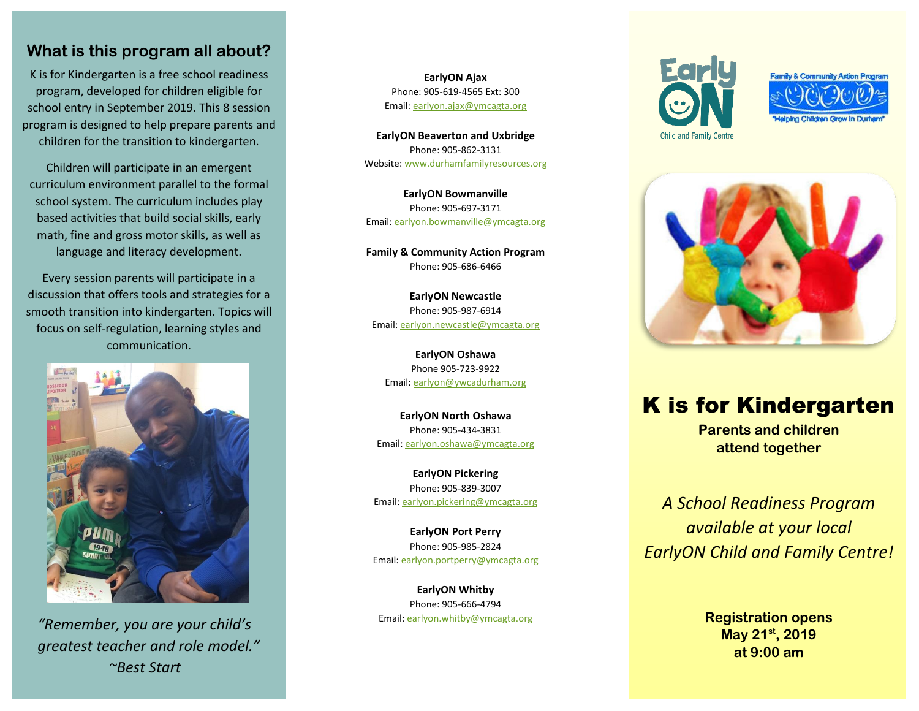## What is this program all about?

K is for Kindergarten is a free school readiness program, developed for children eligible for school entry in September 2019. This 8 session program is designed to help prepare parents and children for the transition to kindergarten.

Children will participate in an emergent curriculum environment parallel to the formal school system. The curriculum includes play based activities that build social skills, early math, fine and gross motor skills, as well as language and literacy development.

Every session parents will participate in a discussion that offers tools and strategies for a smooth transition into kindergarten. Topics will focus on self-regulation, learning styles and communication.

*"Remember, you are your child's greatest teacher and role model."*
*~Best Start*

**EarlyON Ajax**
Phone: 905-619-4565 Ext: 300
Email: earlyon.ajax@ymcagta.org

**EarlyON Beaverton and Uxbridge**
Phone: 905-862-3131
Website: www.durhamfamilyresources.org

**EarlyON Bowmanville**
Phone: 905-697-3171
Email: earlyon.bowmanville@ymcagta.org

**Family & Community Action Program**
Phone: 905-686-6466

**EarlyON Newcastle**
Phone: 905-987-6914
Email: earlyon.newcastle@ymcagta.org

**EarlyON Oshawa**
Phone 905-723-9922
Email: earlyon@ywcadurham.org

**EarlyON North Oshawa**
Phone: 905-434-3831
Email: earlyon.oshawa@ymcagta.org

**EarlyON Pickering**
Phone: 905-839-3007
Email: earlyon.pickering@ymcagta.org

**EarlyON Port Perry**
Phone: 905-985-2824
Email: earlyon.portperry@ymcagta.org

**EarlyON Whitby**
Phone: 905-666-4794
Email: earlyon.whitby@ymcagta.org

EarlyON Child and Family Centre

Family & Community Action Program
"Helping Children Grow in Durham"

# K is for Kindergarten

**Parents and children attend together**

*A School Readiness Program available at your local EarlyON Child and Family Centre!*

**Registration opens May 21st, 2019 at 9:00 am**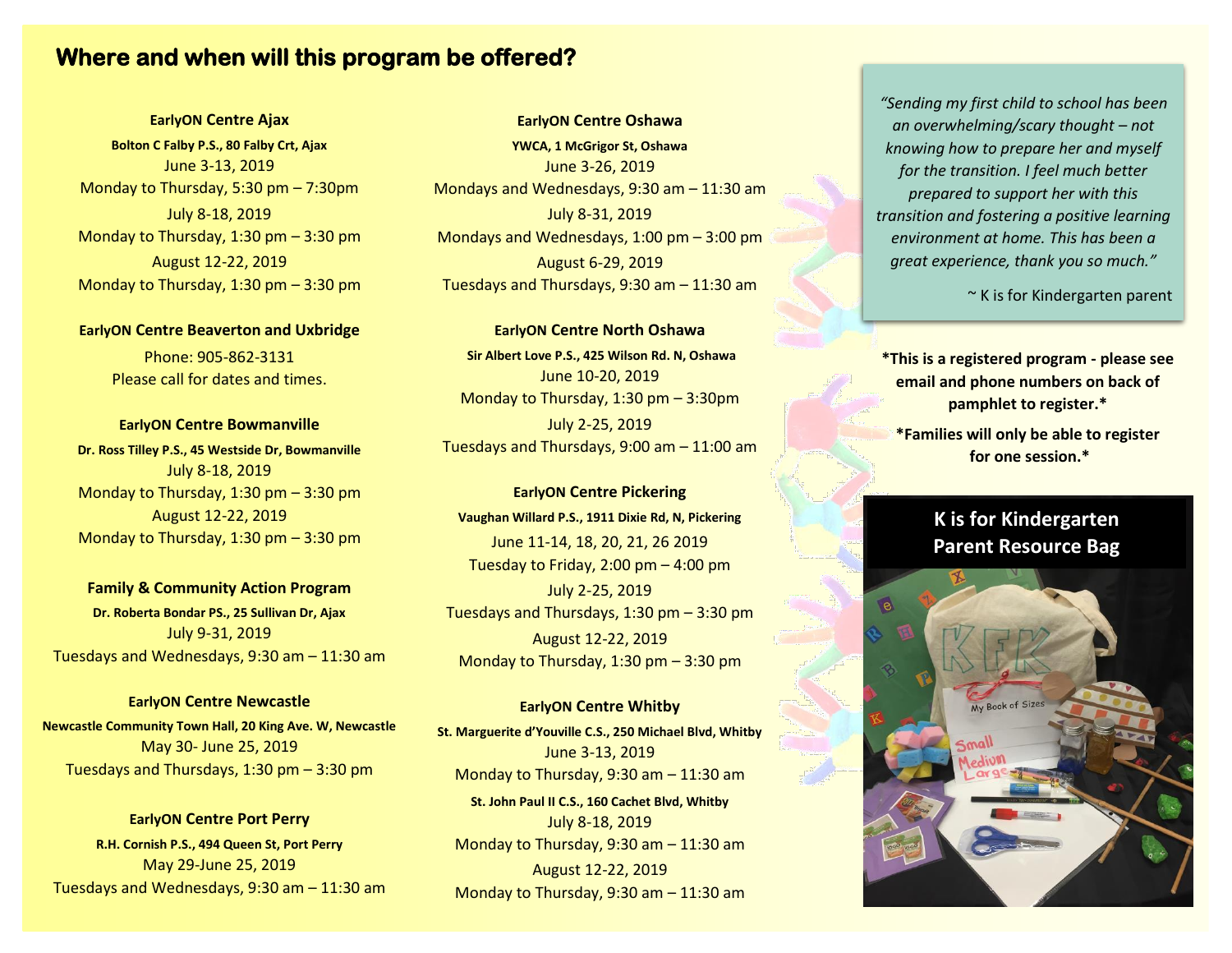## Where and when will this program be offered?

**EarlyON Centre Ajax**
**Bolton C Falby P.S., 80 Falby Crt, Ajax**
June 3-13, 2019
Monday to Thursday, 5:30 pm – 7:30pm
July 8-18, 2019
Monday to Thursday, 1:30 pm – 3:30 pm
August 12-22, 2019
Monday to Thursday, 1:30 pm – 3:30 pm

**EarlyON Centre Beaverton and Uxbridge**
Phone: 905-862-3131
Please call for dates and times.

**EarlyON Centre Bowmanville**
**Dr. Ross Tilley P.S., 45 Westside Dr, Bowmanville**
July 8-18, 2019
Monday to Thursday, 1:30 pm – 3:30 pm
August 12-22, 2019
Monday to Thursday, 1:30 pm – 3:30 pm

**Family & Community Action Program**
**Dr. Roberta Bondar PS., 25 Sullivan Dr, Ajax**
July 9-31, 2019
Tuesdays and Wednesdays, 9:30 am – 11:30 am

**EarlyON Centre Newcastle**
**Newcastle Community Town Hall, 20 King Ave. W, Newcastle**
May 30- June 25, 2019
Tuesdays and Thursdays, 1:30 pm – 3:30 pm

**EarlyON Centre Port Perry**
**R.H. Cornish P.S., 494 Queen St, Port Perry**
May 29-June 25, 2019
Tuesdays and Wednesdays, 9:30 am – 11:30 am

**EarlyON Centre Oshawa**
**YWCA, 1 McGrigor St, Oshawa**
June 3-26, 2019
Mondays and Wednesdays, 9:30 am – 11:30 am
July 8-31, 2019
Mondays and Wednesdays, 1:00 pm – 3:00 pm
August 6-29, 2019
Tuesdays and Thursdays, 9:30 am – 11:30 am

**EarlyON Centre North Oshawa**
**Sir Albert Love P.S., 425 Wilson Rd. N, Oshawa**
June 10-20, 2019
Monday to Thursday, 1:30 pm – 3:30pm
July 2-25, 2019
Tuesdays and Thursdays, 9:00 am – 11:00 am

**EarlyON Centre Pickering**
**Vaughan Willard P.S., 1911 Dixie Rd, N, Pickering**
June 11-14, 18, 20, 21, 26 2019
Tuesday to Friday, 2:00 pm – 4:00 pm
July 2-25, 2019
Tuesdays and Thursdays, 1:30 pm – 3:30 pm
August 12-22, 2019
Monday to Thursday, 1:30 pm – 3:30 pm

**EarlyON Centre Whitby**
**St. Marguerite d'Youville C.S., 250 Michael Blvd, Whitby**
June 3-13, 2019
Monday to Thursday, 9:30 am – 11:30 am
**St. John Paul II C.S., 160 Cachet Blvd, Whitby**
July 8-18, 2019
Monday to Thursday, 9:30 am – 11:30 am
August 12-22, 2019
Monday to Thursday, 9:30 am – 11:30 am

*"Sending my first child to school has been an overwhelming/scary thought – not knowing how to prepare her and myself for the transition. I feel much better prepared to support her with this transition and fostering a positive learning environment at home. This has been a great experience, thank you so much."*

~ K is for Kindergarten parent

**\*This is a registered program - please see email and phone numbers on back of pamphlet to register.\***

**\*Families will only be able to register for one session.\***

**K is for Kindergarten Parent Resource Bag**